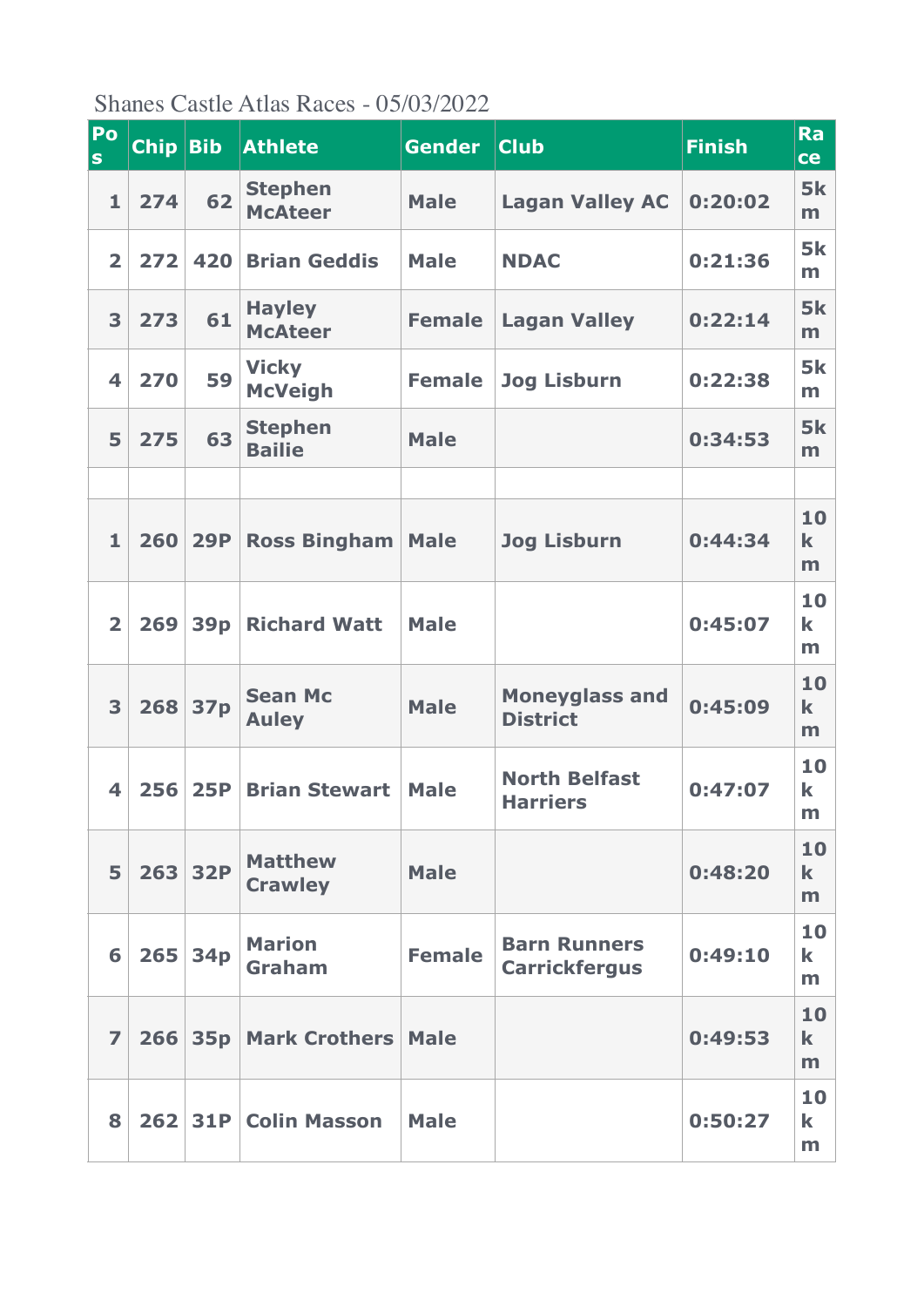Shanes Castle Atlas Races - 05/03/2022

| Pos | Chip | Bib | Athlete | Gender | Club | Finish | Race |
|---|---|---|---|---|---|---|---|
| 1 | 274 | 62 | Stephen McAteer | Male | Lagan Valley AC | 0:20:02 | 5km |
| 2 | 272 | 420 | Brian Geddis | Male | NDAC | 0:21:36 | 5km |
| 3 | 273 | 61 | Hayley McAteer | Female | Lagan Valley | 0:22:14 | 5km |
| 4 | 270 | 59 | Vicky McVeigh | Female | Jog Lisburn | 0:22:38 | 5km |
| 5 | 275 | 63 | Stephen Bailie | Male | | 0:34:53 | 5km |
| | | | | | | | |
| 1 | 260 | 29P | Ross Bingham | Male | Jog Lisburn | 0:44:34 | 10km |
| 2 | 269 | 39p | Richard Watt | Male | | 0:45:07 | 10km |
| 3 | 268 | 37p | Sean Mc Auley | Male | Moneyglass and District | 0:45:09 | 10km |
| 4 | 256 | 25P | Brian Stewart | Male | North Belfast Harriers | 0:47:07 | 10km |
| 5 | 263 | 32P | Matthew Crawley | Male | | 0:48:20 | 10km |
| 6 | 265 | 34p | Marion Graham | Female | Barn Runners Carrickfergus | 0:49:10 | 10km |
| 7 | 266 | 35p | Mark Crothers | Male | | 0:49:53 | 10km |
| 8 | 262 | 31P | Colin Masson | Male | | 0:50:27 | 10km |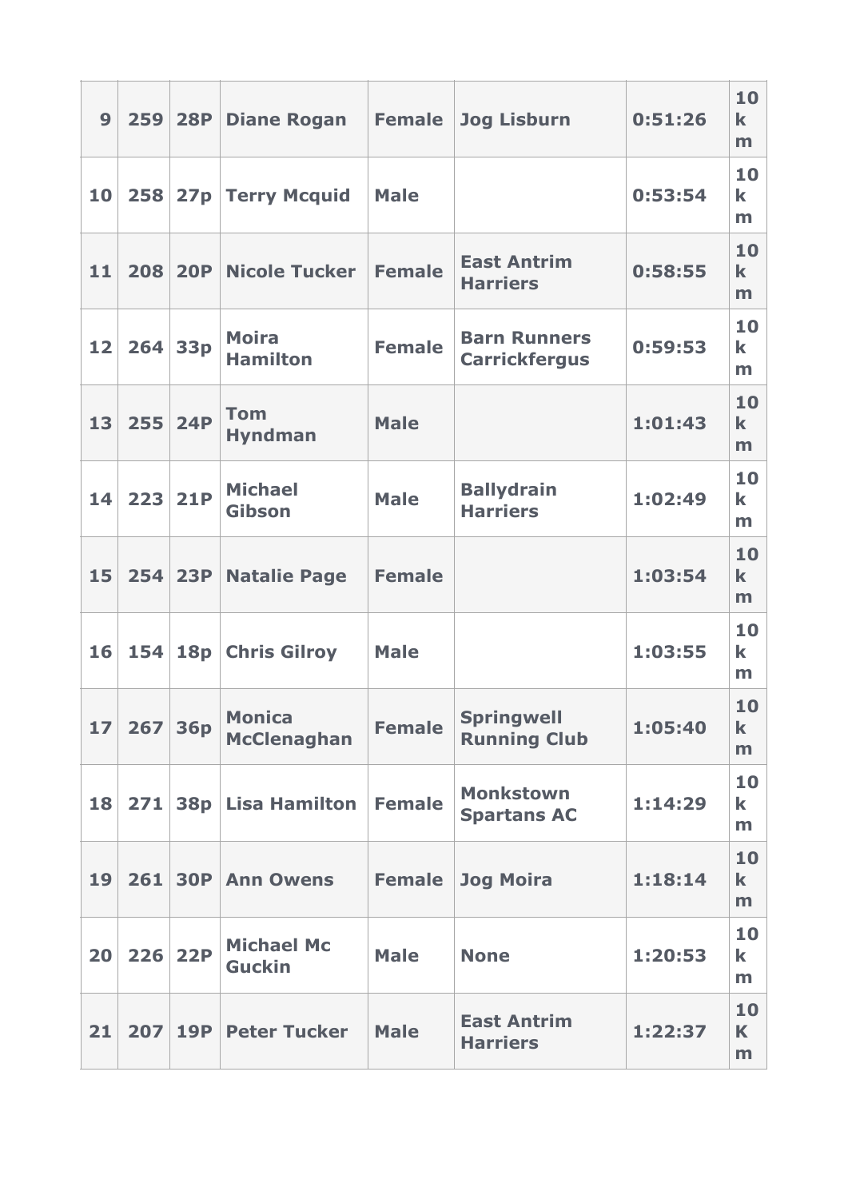| 9 | 259 | 28P | Diane Rogan | Female | Jog Lisburn | 0:51:26 | 10 km |
|---|---|---|---|---|---|---|---|
| 10 | 258 | 27p | Terry Mcquid | Male | | 0:53:54 | 10 km |
| 11 | 208 | 20P | Nicole Tucker | Female | East Antrim Harriers | 0:58:55 | 10 km |
| 12 | 264 | 33p | Moira Hamilton | Female | Barn Runners Carrickfergus | 0:59:53 | 10 km |
| 13 | 255 | 24P | Tom Hyndman | Male | | 1:01:43 | 10 km |
| 14 | 223 | 21P | Michael Gibson | Male | Ballydrain Harriers | 1:02:49 | 10 km |
| 15 | 254 | 23P | Natalie Page | Female | | 1:03:54 | 10 km |
| 16 | 154 | 18p | Chris Gilroy | Male | | 1:03:55 | 10 km |
| 17 | 267 | 36p | Monica McClenaghan | Female | Springwell Running Club | 1:05:40 | 10 km |
| 18 | 271 | 38p | Lisa Hamilton | Female | Monkstown Spartans AC | 1:14:29 | 10 km |
| 19 | 261 | 30P | Ann Owens | Female | Jog Moira | 1:18:14 | 10 km |
| 20 | 226 | 22P | Michael Mc Guckin | Male | None | 1:20:53 | 10 km |
| 21 | 207 | 19P | Peter Tucker | Male | East Antrim Harriers | 1:22:37 | 10 Km |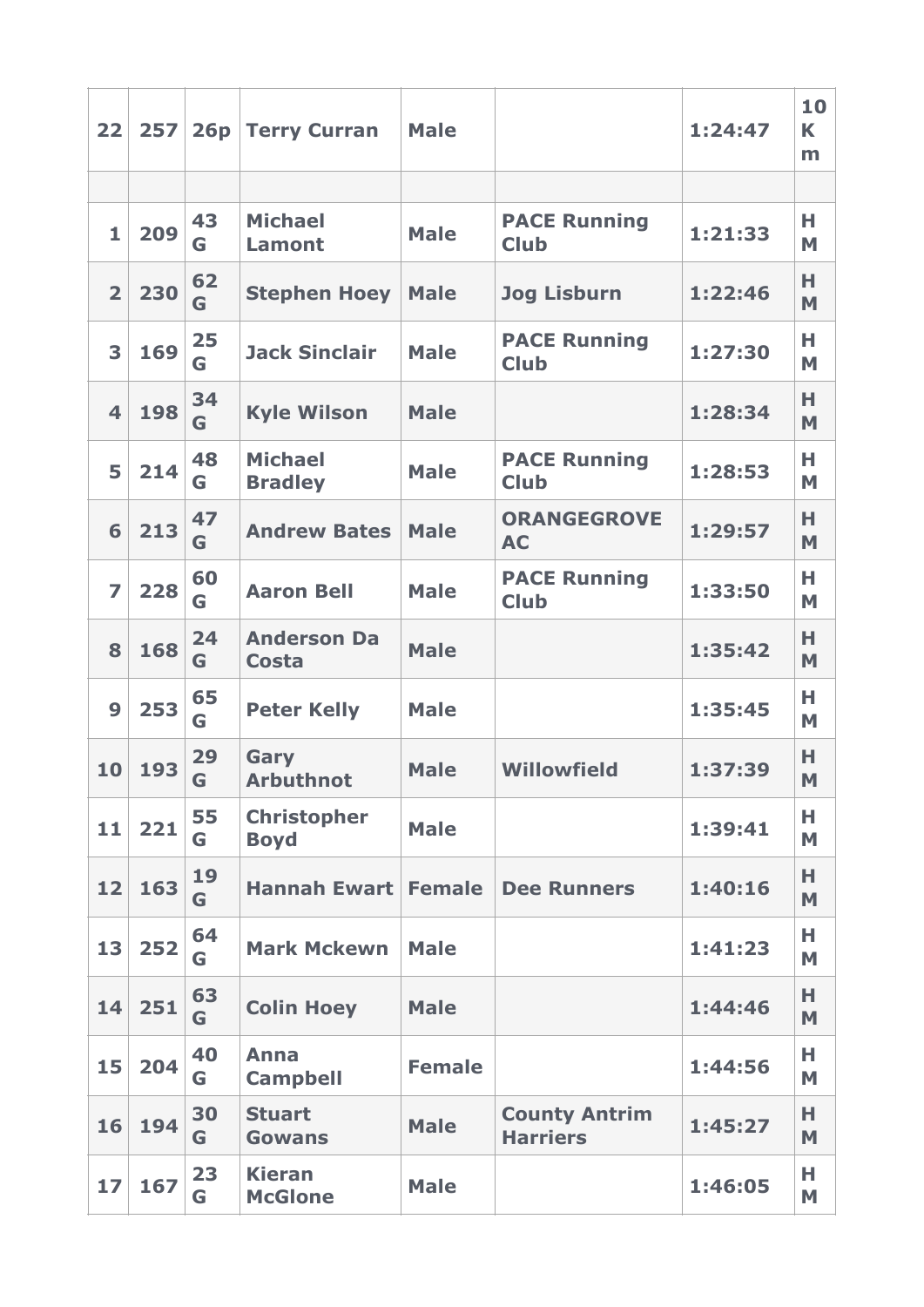| 22 | 257 | 26p | Terry Curran | Male | | 1:24:47 | 10 Km |
|---|---|---|---|---|---|---|---|
| | | | | | | | |
| 1 | 209 | 43 G | Michael Lamont | Male | PACE Running Club | 1:21:33 | HM |
| 2 | 230 | 62 G | Stephen Hoey | Male | Jog Lisburn | 1:22:46 | HM |
| 3 | 169 | 25 G | Jack Sinclair | Male | PACE Running Club | 1:27:30 | HM |
| 4 | 198 | 34 G | Kyle Wilson | Male | | 1:28:34 | HM |
| 5 | 214 | 48 G | Michael Bradley | Male | PACE Running Club | 1:28:53 | HM |
| 6 | 213 | 47 G | Andrew Bates | Male | ORANGEGROVE AC | 1:29:57 | HM |
| 7 | 228 | 60 G | Aaron Bell | Male | PACE Running Club | 1:33:50 | HM |
| 8 | 168 | 24 G | Anderson Da Costa | Male | | 1:35:42 | HM |
| 9 | 253 | 65 G | Peter Kelly | Male | | 1:35:45 | HM |
| 10 | 193 | 29 G | Gary Arbuthnot | Male | Willowfield | 1:37:39 | HM |
| 11 | 221 | 55 G | Christopher Boyd | Male | | 1:39:41 | HM |
| 12 | 163 | 19 G | Hannah Ewart | Female | Dee Runners | 1:40:16 | HM |
| 13 | 252 | 64 G | Mark Mckewn | Male | | 1:41:23 | HM |
| 14 | 251 | 63 G | Colin Hoey | Male | | 1:44:46 | HM |
| 15 | 204 | 40 G | Anna Campbell | Female | | 1:44:56 | HM |
| 16 | 194 | 30 G | Stuart Gowans | Male | County Antrim Harriers | 1:45:27 | HM |
| 17 | 167 | 23 G | Kieran McGlone | Male | | 1:46:05 | HM |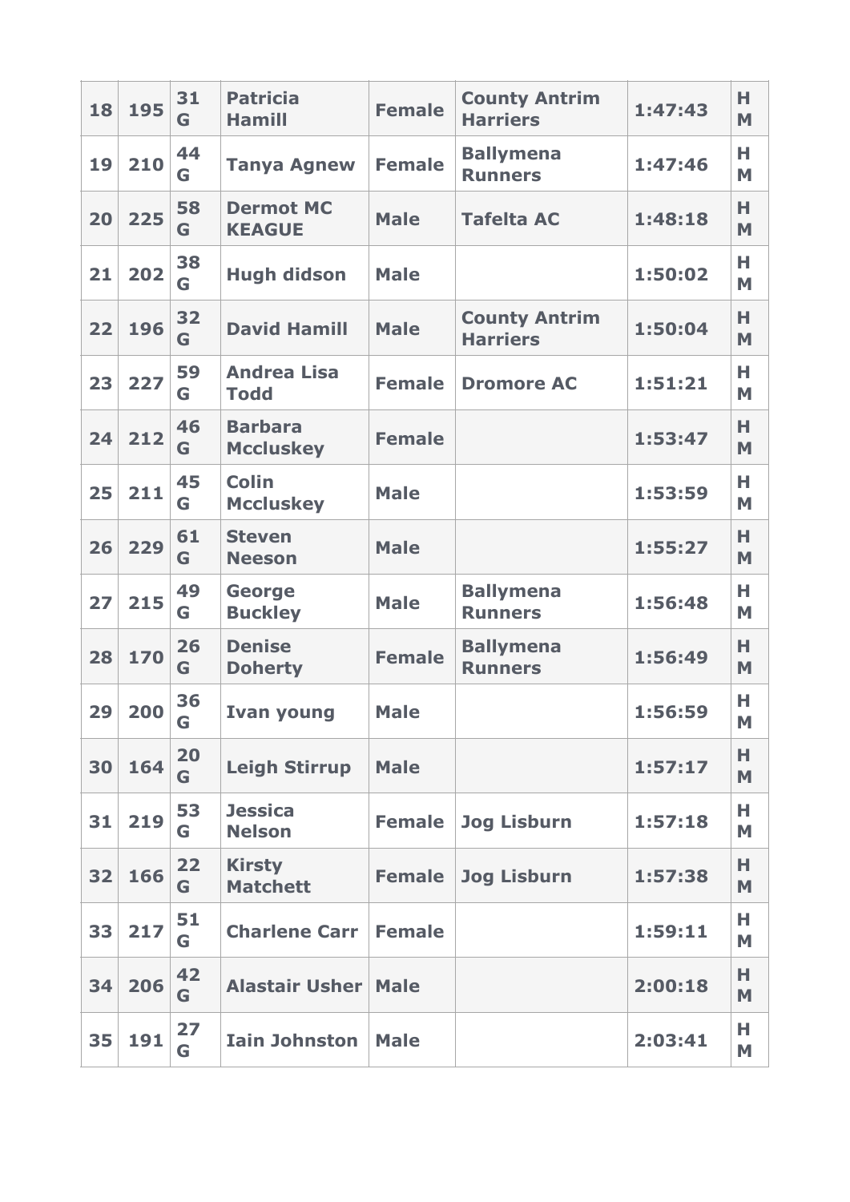| 18 | 195 | 31 G | Patricia Hamill | Female | County Antrim Harriers | 1:47:43 | H M |
|---|---|---|---|---|---|---|---|
| 19 | 210 | 44 G | Tanya Agnew | Female | Ballymena Runners | 1:47:46 | H M |
| 20 | 225 | 58 G | Dermot MC KEAGUE | Male | Tafelta AC | 1:48:18 | H M |
| 21 | 202 | 38 G | Hugh didson | Male | | 1:50:02 | H M |
| 22 | 196 | 32 G | David Hamill | Male | County Antrim Harriers | 1:50:04 | H M |
| 23 | 227 | 59 G | Andrea Lisa Todd | Female | Dromore AC | 1:51:21 | H M |
| 24 | 212 | 46 G | Barbara Mccluskey | Female | | 1:53:47 | H M |
| 25 | 211 | 45 G | Colin Mccluskey | Male | | 1:53:59 | H M |
| 26 | 229 | 61 G | Steven Neeson | Male | | 1:55:27 | H M |
| 27 | 215 | 49 G | George Buckley | Male | Ballymena Runners | 1:56:48 | H M |
| 28 | 170 | 26 G | Denise Doherty | Female | Ballymena Runners | 1:56:49 | H M |
| 29 | 200 | 36 G | Ivan young | Male | | 1:56:59 | H M |
| 30 | 164 | 20 G | Leigh Stirrup | Male | | 1:57:17 | H M |
| 31 | 219 | 53 G | Jessica Nelson | Female | Jog Lisburn | 1:57:18 | H M |
| 32 | 166 | 22 G | Kirsty Matchett | Female | Jog Lisburn | 1:57:38 | H M |
| 33 | 217 | 51 G | Charlene Carr | Female | | 1:59:11 | H M |
| 34 | 206 | 42 G | Alastair Usher | Male | | 2:00:18 | H M |
| 35 | 191 | 27 G | Iain Johnston | Male | | 2:03:41 | H M |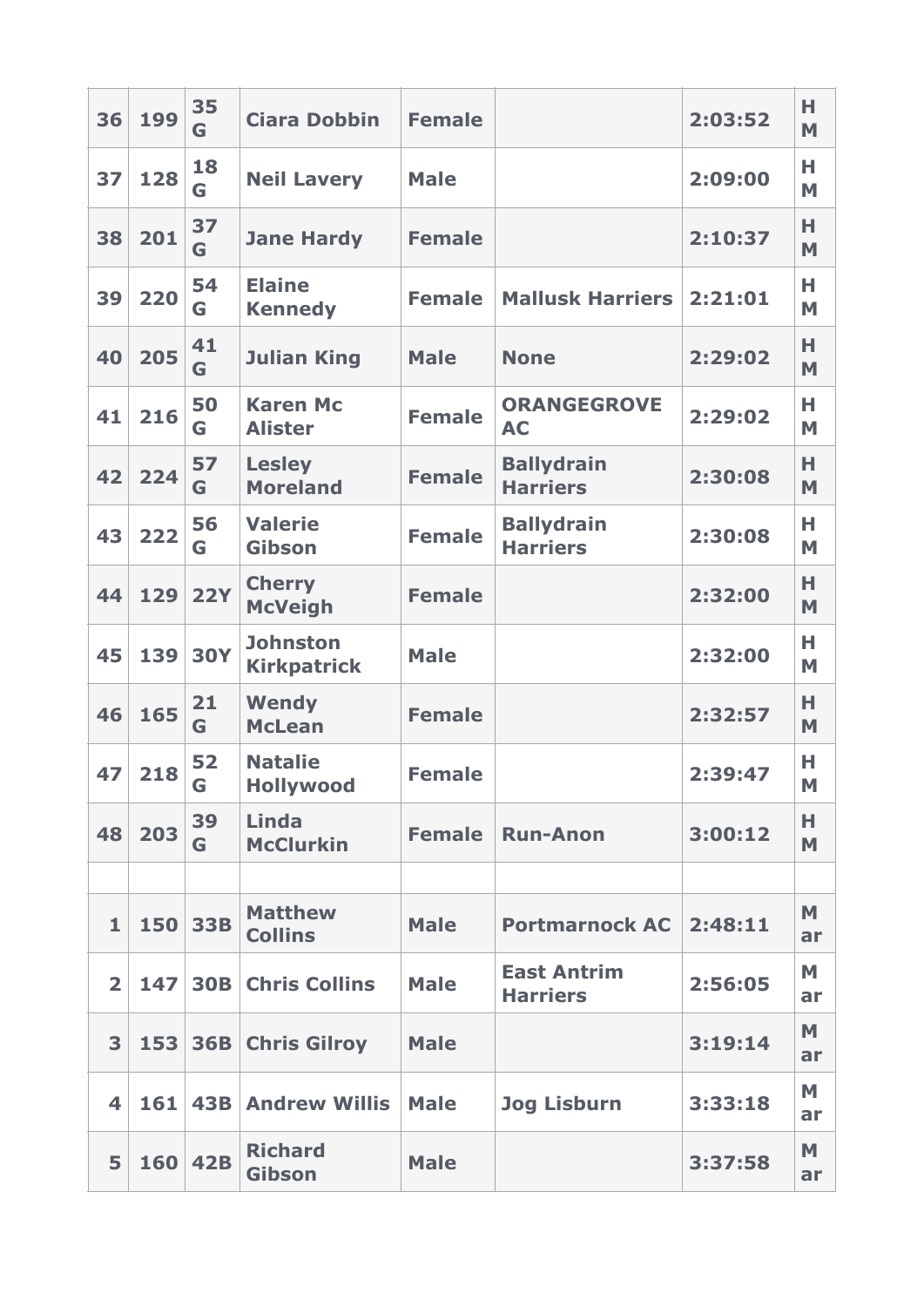| | | | | | | | |
|---|---|---|---|---|---|---|---|
| 36 | 199 | 35 G | Ciara Dobbin | Female | | 2:03:52 | H M |
| 37 | 128 | 18 G | Neil Lavery | Male | | 2:09:00 | H M |
| 38 | 201 | 37 G | Jane Hardy | Female | | 2:10:37 | H M |
| 39 | 220 | 54 G | Elaine Kennedy | Female | Mallusk Harriers | 2:21:01 | H M |
| 40 | 205 | 41 G | Julian King | Male | None | 2:29:02 | H M |
| 41 | 216 | 50 G | Karen Mc Alister | Female | ORANGEGROVE AC | 2:29:02 | H M |
| 42 | 224 | 57 G | Lesley Moreland | Female | Ballydrain Harriers | 2:30:08 | H M |
| 43 | 222 | 56 G | Valerie Gibson | Female | Ballydrain Harriers | 2:30:08 | H M |
| 44 | 129 | 22Y | Cherry McVeigh | Female | | 2:32:00 | H M |
| 45 | 139 | 30Y | Johnston Kirkpatrick | Male | | 2:32:00 | H M |
| 46 | 165 | 21 G | Wendy McLean | Female | | 2:32:57 | H M |
| 47 | 218 | 52 G | Natalie Hollywood | Female | | 2:39:47 | H M |
| 48 | 203 | 39 G | Linda McClurkin | Female | Run-Anon | 3:00:12 | H M |
| | | | | | | | |
| 1 | 150 | 33B | Matthew Collins | Male | Portmarnock AC | 2:48:11 | M ar |
| 2 | 147 | 30B | Chris Collins | Male | East Antrim Harriers | 2:56:05 | M ar |
| 3 | 153 | 36B | Chris Gilroy | Male | | 3:19:14 | M ar |
| 4 | 161 | 43B | Andrew Willis | Male | Jog Lisburn | 3:33:18 | M ar |
| 5 | 160 | 42B | Richard Gibson | Male | | 3:37:58 | M ar |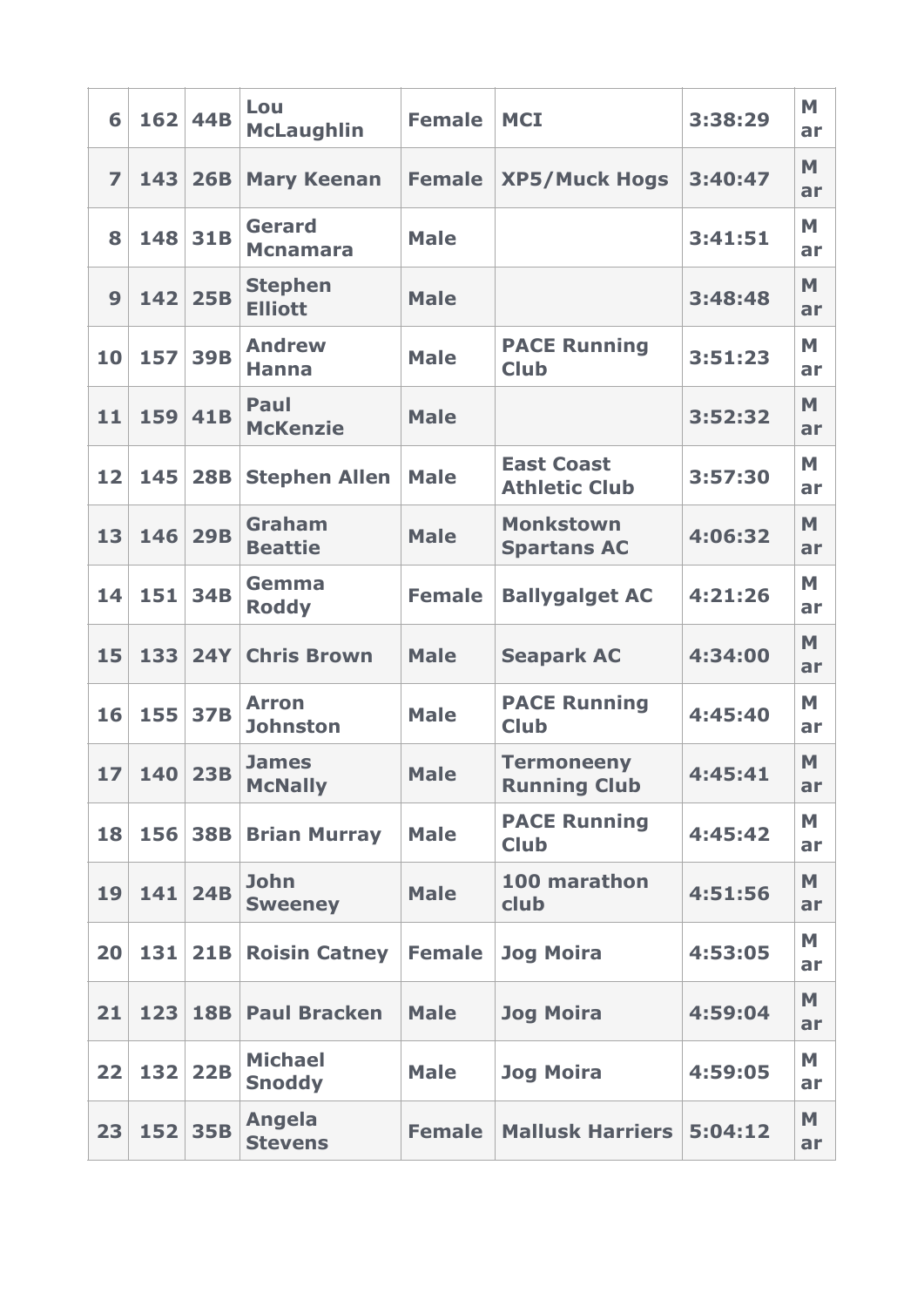| 6 | 162 | 44B | Lou McLaughlin | Female | MCI | 3:38:29 | M ar |
|---|---|---|---|---|---|---|---|
| 7 | 143 | 26B | Mary Keenan | Female | XP5/Muck Hogs | 3:40:47 | M ar |
| 8 | 148 | 31B | Gerard Mcnamara | Male | | 3:41:51 | M ar |
| 9 | 142 | 25B | Stephen Elliott | Male | | 3:48:48 | M ar |
| 10 | 157 | 39B | Andrew Hanna | Male | PACE Running Club | 3:51:23 | M ar |
| 11 | 159 | 41B | Paul McKenzie | Male | | 3:52:32 | M ar |
| 12 | 145 | 28B | Stephen Allen | Male | East Coast Athletic Club | 3:57:30 | M ar |
| 13 | 146 | 29B | Graham Beattie | Male | Monkstown Spartans AC | 4:06:32 | M ar |
| 14 | 151 | 34B | Gemma Roddy | Female | Ballygalget AC | 4:21:26 | M ar |
| 15 | 133 | 24Y | Chris Brown | Male | Seapark AC | 4:34:00 | M ar |
| 16 | 155 | 37B | Arron Johnston | Male | PACE Running Club | 4:45:40 | M ar |
| 17 | 140 | 23B | James McNally | Male | Termoneeny Running Club | 4:45:41 | M ar |
| 18 | 156 | 38B | Brian Murray | Male | PACE Running Club | 4:45:42 | M ar |
| 19 | 141 | 24B | John Sweeney | Male | 100 marathon club | 4:51:56 | M ar |
| 20 | 131 | 21B | Roisin Catney | Female | Jog Moira | 4:53:05 | M ar |
| 21 | 123 | 18B | Paul Bracken | Male | Jog Moira | 4:59:04 | M ar |
| 22 | 132 | 22B | Michael Snoddy | Male | Jog Moira | 4:59:05 | M ar |
| 23 | 152 | 35B | Angela Stevens | Female | Mallusk Harriers | 5:04:12 | M ar |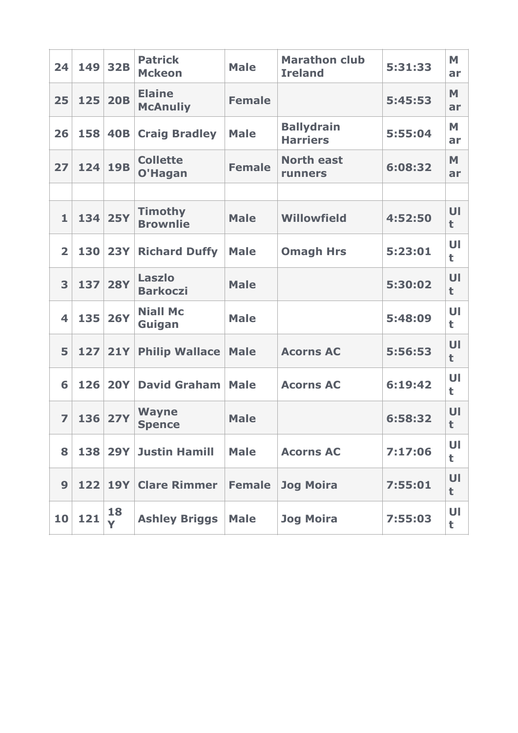| | | | | | | | |
|---|---|---|---|---|---|---|---|
| **24** | **149** | **32B** | **Patrick Mckeon** | **Male** | **Marathon club Ireland** | **5:31:33** | **Mar** |
| **25** | **125** | **20B** | **Elaine McAnuliy** | **Female** | | **5:45:53** | **Mar** |
| **26** | **158** | **40B** | **Craig Bradley** | **Male** | **Ballydrain Harriers** | **5:55:04** | **Mar** |
| **27** | **124** | **19B** | **Collette O'Hagan** | **Female** | **North east runners** | **6:08:32** | **Mar** |
| | | | | | | | |
| **1** | **134** | **25Y** | **Timothy Brownlie** | **Male** | **Willowfield** | **4:52:50** | **Ult** |
| **2** | **130** | **23Y** | **Richard Duffy** | **Male** | **Omagh Hrs** | **5:23:01** | **Ult** |
| **3** | **137** | **28Y** | **Laszlo Barkoczi** | **Male** | | **5:30:02** | **Ult** |
| **4** | **135** | **26Y** | **Niall Mc Guigan** | **Male** | | **5:48:09** | **Ult** |
| **5** | **127** | **21Y** | **Philip Wallace** | **Male** | **Acorns AC** | **5:56:53** | **Ult** |
| **6** | **126** | **20Y** | **David Graham** | **Male** | **Acorns AC** | **6:19:42** | **Ult** |
| **7** | **136** | **27Y** | **Wayne Spence** | **Male** | | **6:58:32** | **Ult** |
| **8** | **138** | **29Y** | **Justin Hamill** | **Male** | **Acorns AC** | **7:17:06** | **Ult** |
| **9** | **122** | **19Y** | **Clare Rimmer** | **Female** | **Jog Moira** | **7:55:01** | **Ult** |
| **10** | **121** | **18Y** | **Ashley Briggs** | **Male** | **Jog Moira** | **7:55:03** | **Ult** |